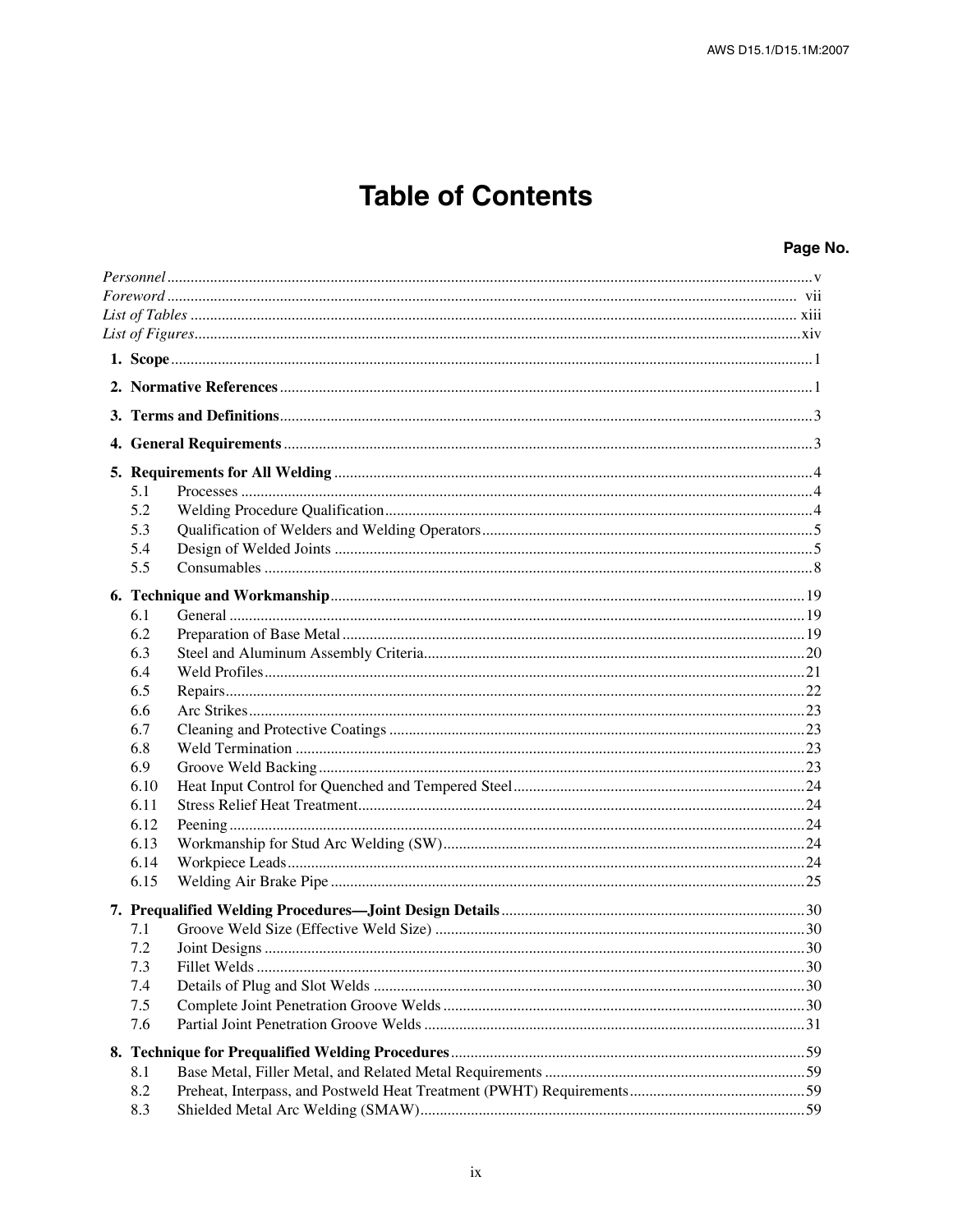# Table of Contents

| | | Page No. |
|---|---|---|
| *Personnel* | | v |
| *Foreword* | | vii |
| *List of Tables* | | xiii |
| *List of Figures* | | xiv |
| **1. Scope** | | 1 |
| **2. Normative References** | | 1 |
| **3. Terms and Definitions** | | 3 |
| **4. General Requirements** | | 3 |
| **5. Requirements for All Welding** | | 4 |
| 5.1 | Processes | 4 |
| 5.2 | Welding Procedure Qualification | 4 |
| 5.3 | Qualification of Welders and Welding Operators | 5 |
| 5.4 | Design of Welded Joints | 5 |
| 5.5 | Consumables | 8 |
| **6. Technique and Workmanship** | | 19 |
| 6.1 | General | 19 |
| 6.2 | Preparation of Base Metal | 19 |
| 6.3 | Steel and Aluminum Assembly Criteria | 20 |
| 6.4 | Weld Profiles | 21 |
| 6.5 | Repairs | 22 |
| 6.6 | Arc Strikes | 23 |
| 6.7 | Cleaning and Protective Coatings | 23 |
| 6.8 | Weld Termination | 23 |
| 6.9 | Groove Weld Backing | 23 |
| 6.10 | Heat Input Control for Quenched and Tempered Steel | 24 |
| 6.11 | Stress Relief Heat Treatment | 24 |
| 6.12 | Peening | 24 |
| 6.13 | Workmanship for Stud Arc Welding (SW) | 24 |
| 6.14 | Workpiece Leads | 24 |
| 6.15 | Welding Air Brake Pipe | 25 |
| **7. Prequalified Welding Procedures—Joint Design Details** | | 30 |
| 7.1 | Groove Weld Size (Effective Weld Size) | 30 |
| 7.2 | Joint Designs | 30 |
| 7.3 | Fillet Welds | 30 |
| 7.4 | Details of Plug and Slot Welds | 30 |
| 7.5 | Complete Joint Penetration Groove Welds | 30 |
| 7.6 | Partial Joint Penetration Groove Welds | 31 |
| **8. Technique for Prequalified Welding Procedures** | | 59 |
| 8.1 | Base Metal, Filler Metal, and Related Metal Requirements | 59 |
| 8.2 | Preheat, Interpass, and Postweld Heat Treatment (PWHT) Requirements | 59 |
| 8.3 | Shielded Metal Arc Welding (SMAW) | 59 |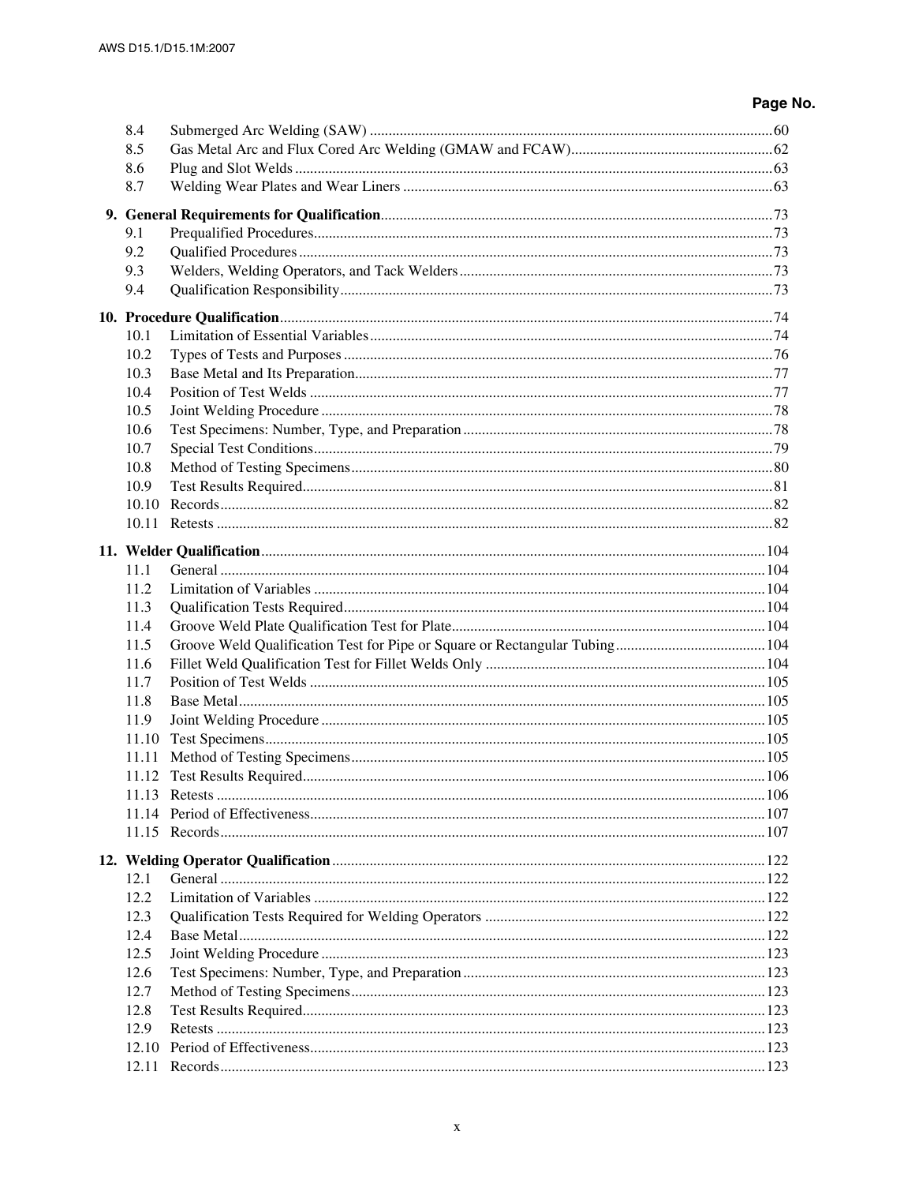| | | Page No. |
|---|---|---|
| 8.4 | Submerged Arc Welding (SAW) | 60 |
| 8.5 | Gas Metal Arc and Flux Cored Arc Welding (GMAW and FCAW) | 62 |
| 8.6 | Plug and Slot Welds | 63 |
| 8.7 | Welding Wear Plates and Wear Liners | 63 |
| **9.** | **General Requirements for Qualification** | 73 |
| 9.1 | Prequalified Procedures | 73 |
| 9.2 | Qualified Procedures | 73 |
| 9.3 | Welders, Welding Operators, and Tack Welders | 73 |
| 9.4 | Qualification Responsibility | 73 |
| **10.** | **Procedure Qualification** | 74 |
| 10.1 | Limitation of Essential Variables | 74 |
| 10.2 | Types of Tests and Purposes | 76 |
| 10.3 | Base Metal and Its Preparation | 77 |
| 10.4 | Position of Test Welds | 77 |
| 10.5 | Joint Welding Procedure | 78 |
| 10.6 | Test Specimens: Number, Type, and Preparation | 78 |
| 10.7 | Special Test Conditions | 79 |
| 10.8 | Method of Testing Specimens | 80 |
| 10.9 | Test Results Required | 81 |
| 10.10 | Records | 82 |
| 10.11 | Retests | 82 |
| **11.** | **Welder Qualification** | 104 |
| 11.1 | General | 104 |
| 11.2 | Limitation of Variables | 104 |
| 11.3 | Qualification Tests Required | 104 |
| 11.4 | Groove Weld Plate Qualification Test for Plate | 104 |
| 11.5 | Groove Weld Qualification Test for Pipe or Square or Rectangular Tubing | 104 |
| 11.6 | Fillet Weld Qualification Test for Fillet Welds Only | 104 |
| 11.7 | Position of Test Welds | 105 |
| 11.8 | Base Metal | 105 |
| 11.9 | Joint Welding Procedure | 105 |
| 11.10 | Test Specimens | 105 |
| 11.11 | Method of Testing Specimens | 105 |
| 11.12 | Test Results Required | 106 |
| 11.13 | Retests | 106 |
| 11.14 | Period of Effectiveness | 107 |
| 11.15 | Records | 107 |
| **12.** | **Welding Operator Qualification** | 122 |
| 12.1 | General | 122 |
| 12.2 | Limitation of Variables | 122 |
| 12.3 | Qualification Tests Required for Welding Operators | 122 |
| 12.4 | Base Metal | 122 |
| 12.5 | Joint Welding Procedure | 123 |
| 12.6 | Test Specimens: Number, Type, and Preparation | 123 |
| 12.7 | Method of Testing Specimens | 123 |
| 12.8 | Test Results Required | 123 |
| 12.9 | Retests | 123 |
| 12.10 | Period of Effectiveness | 123 |
| 12.11 | Records | 123 |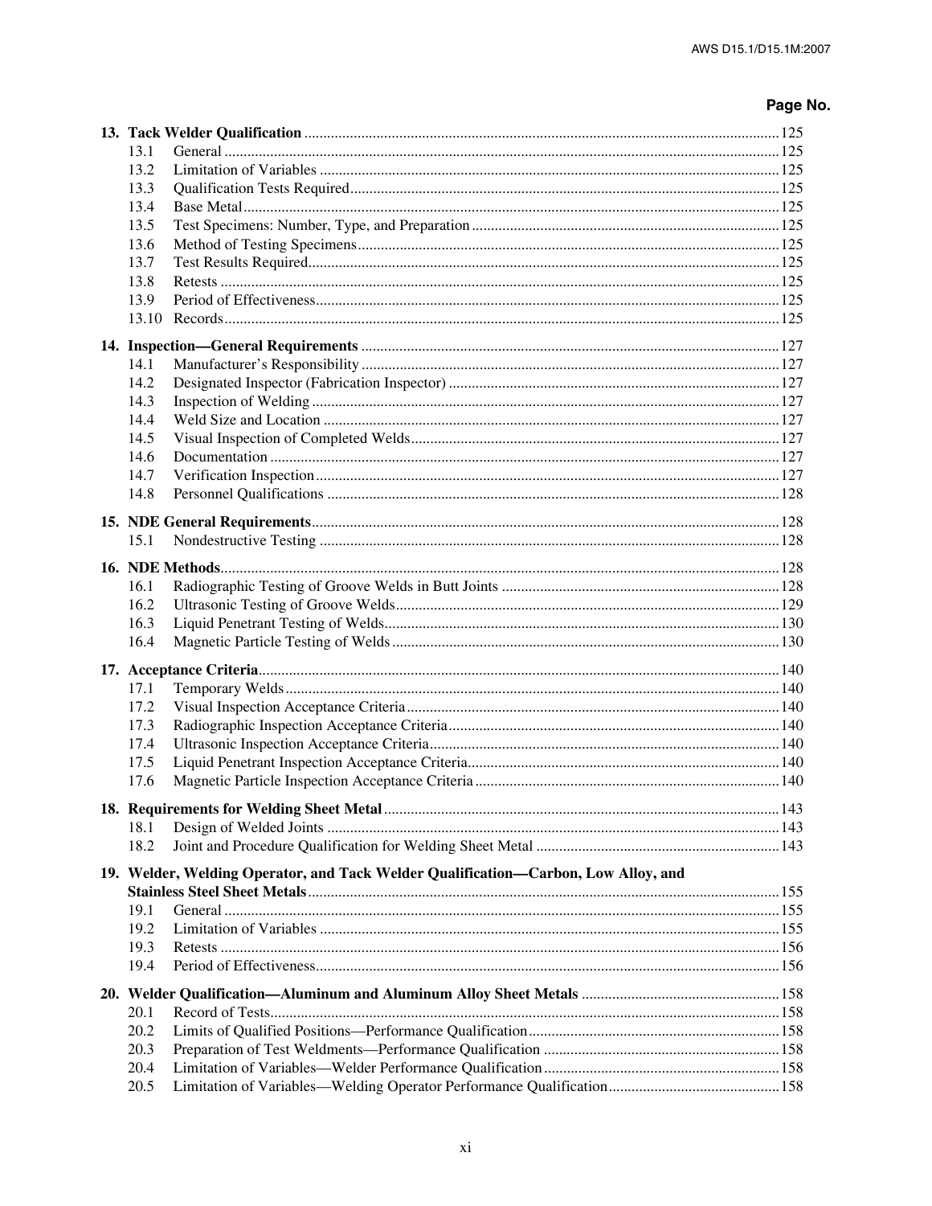Page No.

**13. Tack Welder Qualification** .......... 125

- 13.1 General .......... 125
- 13.2 Limitation of Variables .......... 125
- 13.3 Qualification Tests Required .......... 125
- 13.4 Base Metal .......... 125
- 13.5 Test Specimens: Number, Type, and Preparation .......... 125
- 13.6 Method of Testing Specimens .......... 125
- 13.7 Test Results Required .......... 125
- 13.8 Retests .......... 125
- 13.9 Period of Effectiveness .......... 125
- 13.10 Records .......... 125

**14. Inspection—General Requirements** .......... 127

- 14.1 Manufacturer's Responsibility .......... 127
- 14.2 Designated Inspector (Fabrication Inspector) .......... 127
- 14.3 Inspection of Welding .......... 127
- 14.4 Weld Size and Location .......... 127
- 14.5 Visual Inspection of Completed Welds .......... 127
- 14.6 Documentation .......... 127
- 14.7 Verification Inspection .......... 127
- 14.8 Personnel Qualifications .......... 128

**15. NDE General Requirements** .......... 128

- 15.1 Nondestructive Testing .......... 128

**16. NDE Methods** .......... 128

- 16.1 Radiographic Testing of Groove Welds in Butt Joints .......... 128
- 16.2 Ultrasonic Testing of Groove Welds .......... 129
- 16.3 Liquid Penetrant Testing of Welds .......... 130
- 16.4 Magnetic Particle Testing of Welds .......... 130

**17. Acceptance Criteria** .......... 140

- 17.1 Temporary Welds .......... 140
- 17.2 Visual Inspection Acceptance Criteria .......... 140
- 17.3 Radiographic Inspection Acceptance Criteria .......... 140
- 17.4 Ultrasonic Inspection Acceptance Criteria .......... 140
- 17.5 Liquid Penetrant Inspection Acceptance Criteria .......... 140
- 17.6 Magnetic Particle Inspection Acceptance Criteria .......... 140

**18. Requirements for Welding Sheet Metal** .......... 143

- 18.1 Design of Welded Joints .......... 143
- 18.2 Joint and Procedure Qualification for Welding Sheet Metal .......... 143

**19. Welder, Welding Operator, and Tack Welder Qualification—Carbon, Low Alloy, and Stainless Steel Sheet Metals** .......... 155

- 19.1 General .......... 155
- 19.2 Limitation of Variables .......... 155
- 19.3 Retests .......... 156
- 19.4 Period of Effectiveness .......... 156

**20. Welder Qualification—Aluminum and Aluminum Alloy Sheet Metals** .......... 158

- 20.1 Record of Tests .......... 158
- 20.2 Limits of Qualified Positions—Performance Qualification .......... 158
- 20.3 Preparation of Test Weldments—Performance Qualification .......... 158
- 20.4 Limitation of Variables—Welder Performance Qualification .......... 158
- 20.5 Limitation of Variables—Welding Operator Performance Qualification .......... 158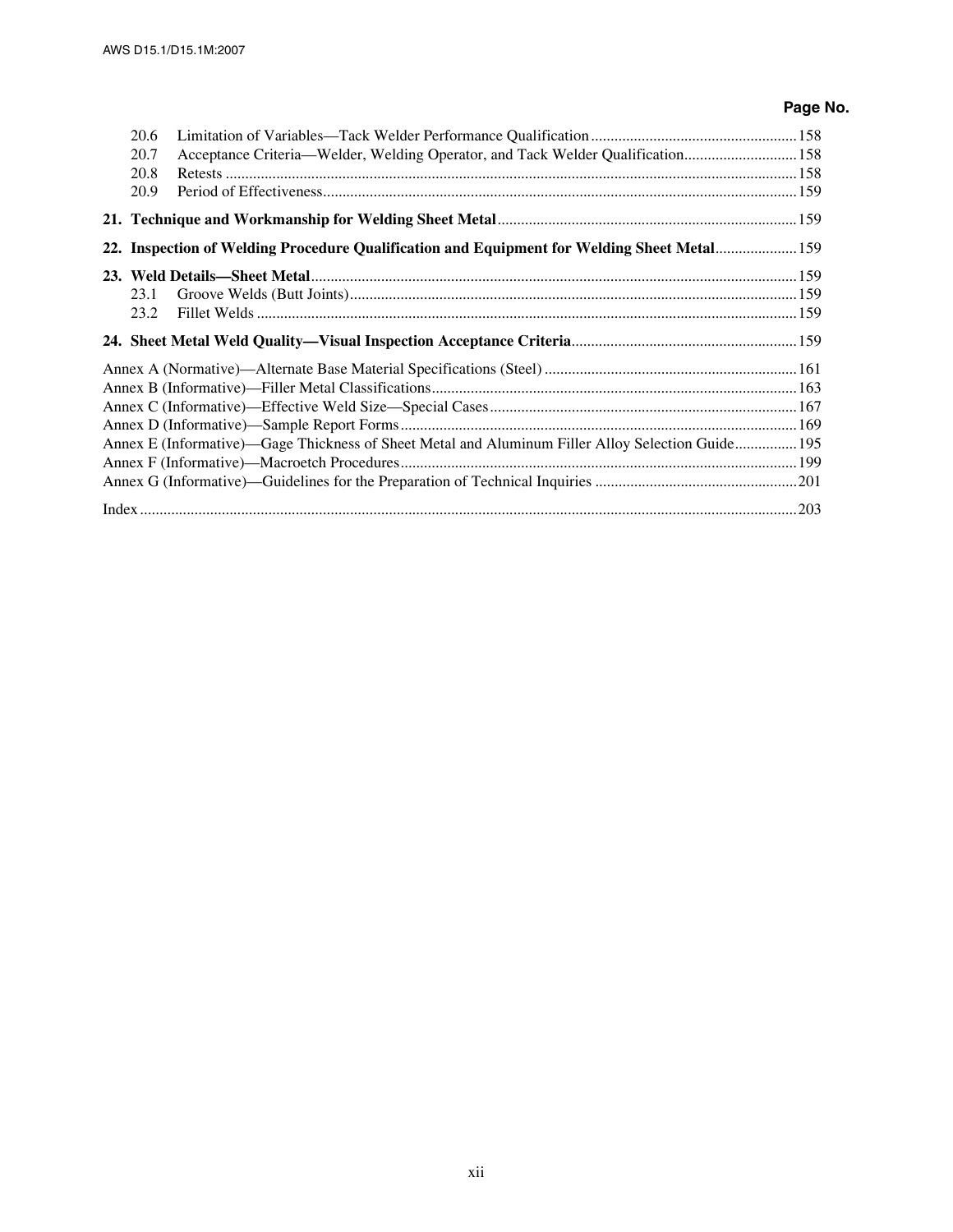Page No.

20.6 Limitation of Variables—Tack Welder Performance Qualification ....................................................158
20.7 Acceptance Criteria—Welder, Welding Operator, and Tack Welder Qualification............................158
20.8 Retests .................................................................................................................................158
20.9 Period of Effectiveness........................................................................................................159

**21. Technique and Workmanship for Welding Sheet Metal**............................................................................159

**22. Inspection of Welding Procedure Qualification and Equipment for Welding Sheet Metal**.....................159

**23. Weld Details—Sheet Metal**..........................................................................................................159
23.1 Groove Welds (Butt Joints)..................................................................................................159
23.2 Fillet Welds .........................................................................................................................159

**24. Sheet Metal Weld Quality—Visual Inspection Acceptance Criteria**.........................................................159

Annex A (Normative)—Alternate Base Material Specifications (Steel) ................................................................161
Annex B (Informative)—Filler Metal Classifications.............................................................................................163
Annex C (Informative)—Effective Weld Size—Special Cases..............................................................................167
Annex D (Informative)—Sample Report Forms....................................................................................................169
Annex E (Informative)—Gage Thickness of Sheet Metal and Aluminum Filler Alloy Selection Guide................195
Annex F (Informative)—Macroetch Procedures....................................................................................................199
Annex G (Informative)—Guidelines for the Preparation of Technical Inquiries ...................................................201

Index .......................................................................................................................................................................203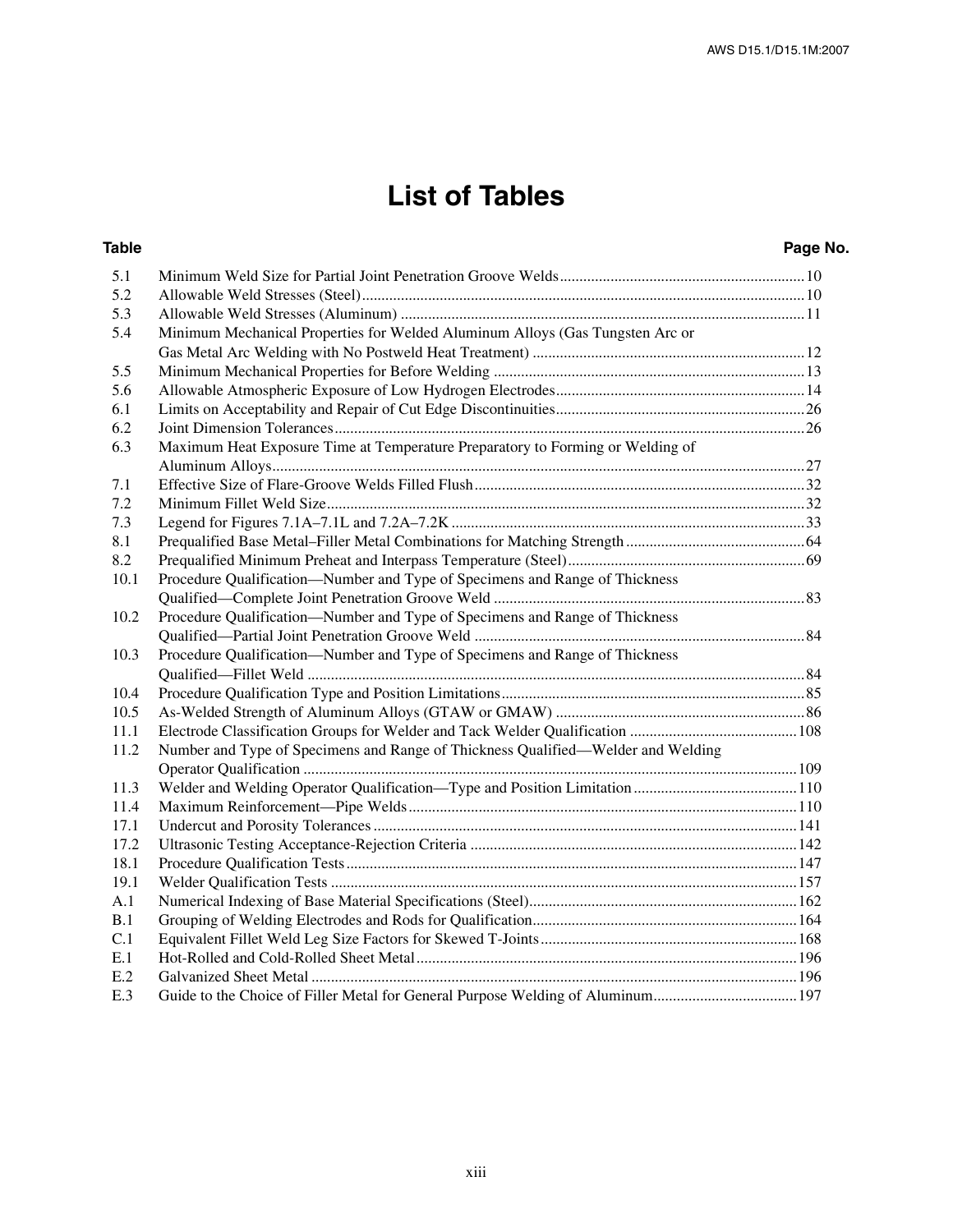# List of Tables

| Table | | Page No. |
|---|---|---|
| 5.1 | Minimum Weld Size for Partial Joint Penetration Groove Welds | 10 |
| 5.2 | Allowable Weld Stresses (Steel) | 10 |
| 5.3 | Allowable Weld Stresses (Aluminum) | 11 |
| 5.4 | Minimum Mechanical Properties for Welded Aluminum Alloys (Gas Tungsten Arc or Gas Metal Arc Welding with No Postweld Heat Treatment) | 12 |
| 5.5 | Minimum Mechanical Properties for Before Welding | 13 |
| 5.6 | Allowable Atmospheric Exposure of Low Hydrogen Electrodes | 14 |
| 6.1 | Limits on Acceptability and Repair of Cut Edge Discontinuities | 26 |
| 6.2 | Joint Dimension Tolerances | 26 |
| 6.3 | Maximum Heat Exposure Time at Temperature Preparatory to Forming or Welding of Aluminum Alloys | 27 |
| 7.1 | Effective Size of Flare-Groove Welds Filled Flush | 32 |
| 7.2 | Minimum Fillet Weld Size | 32 |
| 7.3 | Legend for Figures 7.1A–7.1L and 7.2A–7.2K | 33 |
| 8.1 | Prequalified Base Metal–Filler Metal Combinations for Matching Strength | 64 |
| 8.2 | Prequalified Minimum Preheat and Interpass Temperature (Steel) | 69 |
| 10.1 | Procedure Qualification—Number and Type of Specimens and Range of Thickness Qualified—Complete Joint Penetration Groove Weld | 83 |
| 10.2 | Procedure Qualification—Number and Type of Specimens and Range of Thickness Qualified—Partial Joint Penetration Groove Weld | 84 |
| 10.3 | Procedure Qualification—Number and Type of Specimens and Range of Thickness Qualified—Fillet Weld | 84 |
| 10.4 | Procedure Qualification Type and Position Limitations | 85 |
| 10.5 | As-Welded Strength of Aluminum Alloys (GTAW or GMAW) | 86 |
| 11.1 | Electrode Classification Groups for Welder and Tack Welder Qualification | 108 |
| 11.2 | Number and Type of Specimens and Range of Thickness Qualified—Welder and Welding Operator Qualification | 109 |
| 11.3 | Welder and Welding Operator Qualification—Type and Position Limitation | 110 |
| 11.4 | Maximum Reinforcement—Pipe Welds | 110 |
| 17.1 | Undercut and Porosity Tolerances | 141 |
| 17.2 | Ultrasonic Testing Acceptance-Rejection Criteria | 142 |
| 18.1 | Procedure Qualification Tests | 147 |
| 19.1 | Welder Qualification Tests | 157 |
| A.1 | Numerical Indexing of Base Material Specifications (Steel) | 162 |
| B.1 | Grouping of Welding Electrodes and Rods for Qualification | 164 |
| C.1 | Equivalent Fillet Weld Leg Size Factors for Skewed T-Joints | 168 |
| E.1 | Hot-Rolled and Cold-Rolled Sheet Metal | 196 |
| E.2 | Galvanized Sheet Metal | 196 |
| E.3 | Guide to the Choice of Filler Metal for General Purpose Welding of Aluminum | 197 |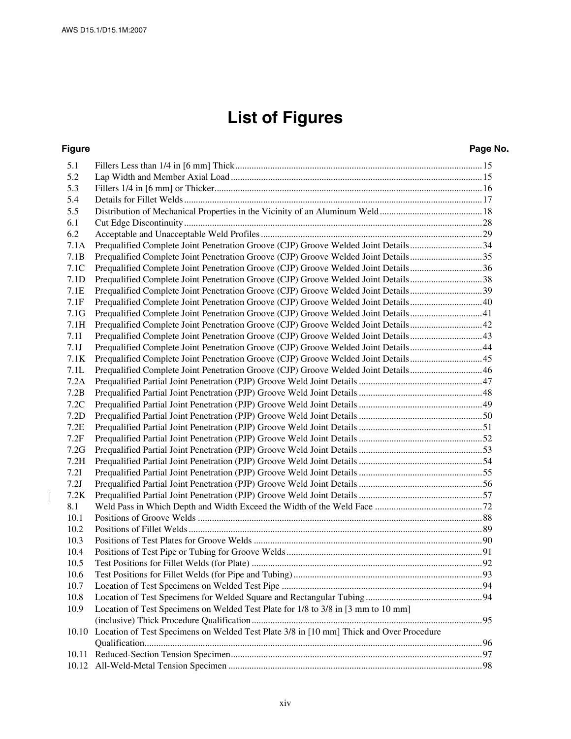# List of Figures

| Figure | | Page No. |
|---|---|---|
| 5.1 | Fillers Less than 1/4 in [6 mm] Thick | 15 |
| 5.2 | Lap Width and Member Axial Load | 15 |
| 5.3 | Fillers 1/4 in [6 mm] or Thicker | 16 |
| 5.4 | Details for Fillet Welds | 17 |
| 5.5 | Distribution of Mechanical Properties in the Vicinity of an Aluminum Weld | 18 |
| 6.1 | Cut Edge Discontinuity | 28 |
| 6.2 | Acceptable and Unacceptable Weld Profiles | 29 |
| 7.1A | Prequalified Complete Joint Penetration Groove (CJP) Groove Welded Joint Details | 34 |
| 7.1B | Prequalified Complete Joint Penetration Groove (CJP) Groove Welded Joint Details | 35 |
| 7.1C | Prequalified Complete Joint Penetration Groove (CJP) Groove Welded Joint Details | 36 |
| 7.1D | Prequalified Complete Joint Penetration Groove (CJP) Groove Welded Joint Details | 38 |
| 7.1E | Prequalified Complete Joint Penetration Groove (CJP) Groove Welded Joint Details | 39 |
| 7.1F | Prequalified Complete Joint Penetration Groove (CJP) Groove Welded Joint Details | 40 |
| 7.1G | Prequalified Complete Joint Penetration Groove (CJP) Groove Welded Joint Details | 41 |
| 7.1H | Prequalified Complete Joint Penetration Groove (CJP) Groove Welded Joint Details | 42 |
| 7.1I | Prequalified Complete Joint Penetration Groove (CJP) Groove Welded Joint Details | 43 |
| 7.1J | Prequalified Complete Joint Penetration Groove (CJP) Groove Welded Joint Details | 44 |
| 7.1K | Prequalified Complete Joint Penetration Groove (CJP) Groove Welded Joint Details | 45 |
| 7.1L | Prequalified Complete Joint Penetration Groove (CJP) Groove Welded Joint Details | 46 |
| 7.2A | Prequalified Partial Joint Penetration (PJP) Groove Weld Joint Details | 47 |
| 7.2B | Prequalified Partial Joint Penetration (PJP) Groove Weld Joint Details | 48 |
| 7.2C | Prequalified Partial Joint Penetration (PJP) Groove Weld Joint Details | 49 |
| 7.2D | Prequalified Partial Joint Penetration (PJP) Groove Weld Joint Details | 50 |
| 7.2E | Prequalified Partial Joint Penetration (PJP) Groove Weld Joint Details | 51 |
| 7.2F | Prequalified Partial Joint Penetration (PJP) Groove Weld Joint Details | 52 |
| 7.2G | Prequalified Partial Joint Penetration (PJP) Groove Weld Joint Details | 53 |
| 7.2H | Prequalified Partial Joint Penetration (PJP) Groove Weld Joint Details | 54 |
| 7.2I | Prequalified Partial Joint Penetration (PJP) Groove Weld Joint Details | 55 |
| 7.2J | Prequalified Partial Joint Penetration (PJP) Groove Weld Joint Details | 56 |
| 7.2K | Prequalified Partial Joint Penetration (PJP) Groove Weld Joint Details | 57 |
| 8.1 | Weld Pass in Which Depth and Width Exceed the Width of the Weld Face | 72 |
| 10.1 | Positions of Groove Welds | 88 |
| 10.2 | Positions of Fillet Welds | 89 |
| 10.3 | Positions of Test Plates for Groove Welds | 90 |
| 10.4 | Positions of Test Pipe or Tubing for Groove Welds | 91 |
| 10.5 | Test Positions for Fillet Welds (for Plate) | 92 |
| 10.6 | Test Positions for Fillet Welds (for Pipe and Tubing) | 93 |
| 10.7 | Location of Test Specimens on Welded Test Pipe | 94 |
| 10.8 | Location of Test Specimens for Welded Square and Rectangular Tubing | 94 |
| 10.9 | Location of Test Specimens on Welded Test Plate for 1/8 to 3/8 in [3 mm to 10 mm] (inclusive) Thick Procedure Qualification | 95 |
| 10.10 | Location of Test Specimens on Welded Test Plate 3/8 in [10 mm] Thick and Over Procedure Qualification | 96 |
| 10.11 | Reduced-Section Tension Specimen | 97 |
| 10.12 | All-Weld-Metal Tension Specimen | 98 |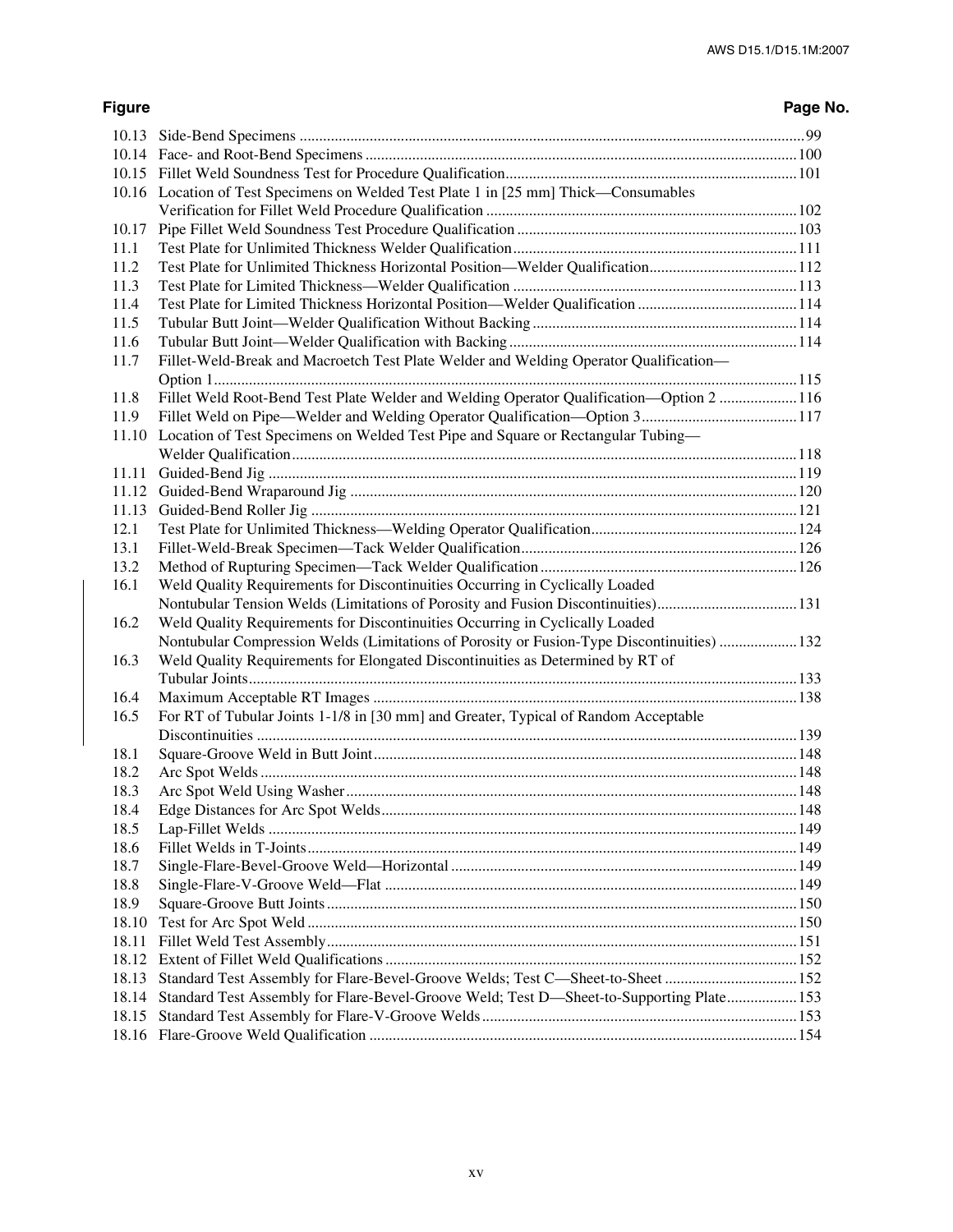| Figure | | Page No. |
|---|---|---|
| 10.13 | Side-Bend Specimens | 99 |
| 10.14 | Face- and Root-Bend Specimens | 100 |
| 10.15 | Fillet Weld Soundness Test for Procedure Qualification | 101 |
| 10.16 | Location of Test Specimens on Welded Test Plate 1 in [25 mm] Thick—Consumables Verification for Fillet Weld Procedure Qualification | 102 |
| 10.17 | Pipe Fillet Weld Soundness Test Procedure Qualification | 103 |
| 11.1 | Test Plate for Unlimited Thickness Welder Qualification | 111 |
| 11.2 | Test Plate for Unlimited Thickness Horizontal Position—Welder Qualification | 112 |
| 11.3 | Test Plate for Limited Thickness—Welder Qualification | 113 |
| 11.4 | Test Plate for Limited Thickness Horizontal Position—Welder Qualification | 114 |
| 11.5 | Tubular Butt Joint—Welder Qualification Without Backing | 114 |
| 11.6 | Tubular Butt Joint—Welder Qualification with Backing | 114 |
| 11.7 | Fillet-Weld-Break and Macroetch Test Plate Welder and Welding Operator Qualification—Option 1 | 115 |
| 11.8 | Fillet Weld Root-Bend Test Plate Welder and Welding Operator Qualification—Option 2 | 116 |
| 11.9 | Fillet Weld on Pipe—Welder and Welding Operator Qualification—Option 3 | 117 |
| 11.10 | Location of Test Specimens on Welded Test Pipe and Square or Rectangular Tubing—Welder Qualification | 118 |
| 11.11 | Guided-Bend Jig | 119 |
| 11.12 | Guided-Bend Wraparound Jig | 120 |
| 11.13 | Guided-Bend Roller Jig | 121 |
| 12.1 | Test Plate for Unlimited Thickness—Welding Operator Qualification | 124 |
| 13.1 | Fillet-Weld-Break Specimen—Tack Welder Qualification | 126 |
| 13.2 | Method of Rupturing Specimen—Tack Welder Qualification | 126 |
| 16.1 | Weld Quality Requirements for Discontinuities Occurring in Cyclically Loaded Nontubular Tension Welds (Limitations of Porosity and Fusion Discontinuities) | 131 |
| 16.2 | Weld Quality Requirements for Discontinuities Occurring in Cyclically Loaded Nontubular Compression Welds (Limitations of Porosity or Fusion-Type Discontinuities) | 132 |
| 16.3 | Weld Quality Requirements for Elongated Discontinuities as Determined by RT of Tubular Joints | 133 |
| 16.4 | Maximum Acceptable RT Images | 138 |
| 16.5 | For RT of Tubular Joints 1-1/8 in [30 mm] and Greater, Typical of Random Acceptable Discontinuities | 139 |
| 18.1 | Square-Groove Weld in Butt Joint | 148 |
| 18.2 | Arc Spot Welds | 148 |
| 18.3 | Arc Spot Weld Using Washer | 148 |
| 18.4 | Edge Distances for Arc Spot Welds | 148 |
| 18.5 | Lap-Fillet Welds | 149 |
| 18.6 | Fillet Welds in T-Joints | 149 |
| 18.7 | Single-Flare-Bevel-Groove Weld—Horizontal | 149 |
| 18.8 | Single-Flare-V-Groove Weld—Flat | 149 |
| 18.9 | Square-Groove Butt Joints | 150 |
| 18.10 | Test for Arc Spot Weld | 150 |
| 18.11 | Fillet Weld Test Assembly | 151 |
| 18.12 | Extent of Fillet Weld Qualifications | 152 |
| 18.13 | Standard Test Assembly for Flare-Bevel-Groove Welds; Test C—Sheet-to-Sheet | 152 |
| 18.14 | Standard Test Assembly for Flare-Bevel-Groove Weld; Test D—Sheet-to-Supporting Plate | 153 |
| 18.15 | Standard Test Assembly for Flare-V-Groove Welds | 153 |
| 18.16 | Flare-Groove Weld Qualification | 154 |